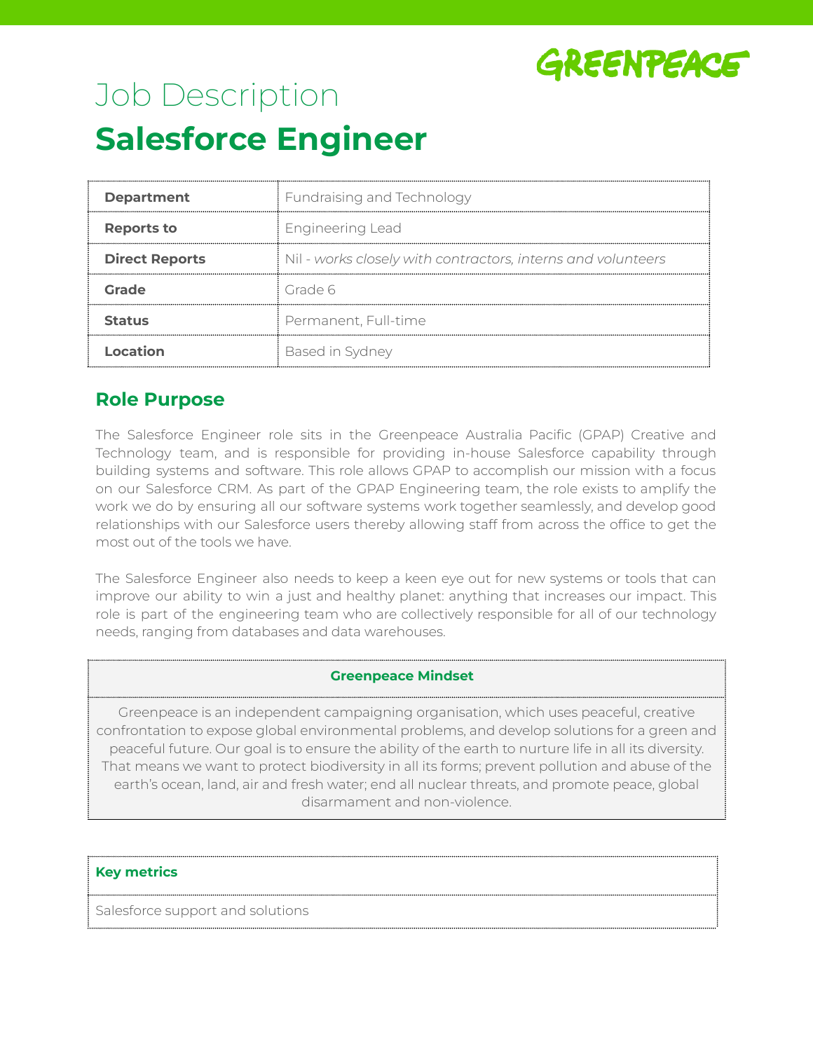# Job Description

# Salesforce Engineer

| | |
|---|---|
| **Department** | Fundraising and Technology |
| **Reports to** | Engineering Lead |
| **Direct Reports** | Nil - *works closely with contractors, interns and volunteers* |
| **Grade** | Grade 6 |
| **Status** | Permanent, Full-time |
| **Location** | Based in Sydney |

## Role Purpose

The Salesforce Engineer role sits in the Greenpeace Australia Pacific (GPAP) Creative and Technology team, and is responsible for providing in-house Salesforce capability through building systems and software. This role allows GPAP to accomplish our mission with a focus on our Salesforce CRM. As part of the GPAP Engineering team, the role exists to amplify the work we do by ensuring all our software systems work together seamlessly, and develop good relationships with our Salesforce users thereby allowing staff from across the office to get the most out of the tools we have.

The Salesforce Engineer also needs to keep a keen eye out for new systems or tools that can improve our ability to win a just and healthy planet: anything that increases our impact. This role is part of the engineering team who are collectively responsible for all of our technology needs, ranging from databases and data warehouses.

| **Greenpeace Mindset** |
|---|
| Greenpeace is an independent campaigning organisation, which uses peaceful, creative confrontation to expose global environmental problems, and develop solutions for a green and peaceful future. Our goal is to ensure the ability of the earth to nurture life in all its diversity. That means we want to protect biodiversity in all its forms; prevent pollution and abuse of the earth's ocean, land, air and fresh water; end all nuclear threats, and promote peace, global disarmament and non-violence. |

| **Key metrics** |
|---|
| Salesforce support and solutions |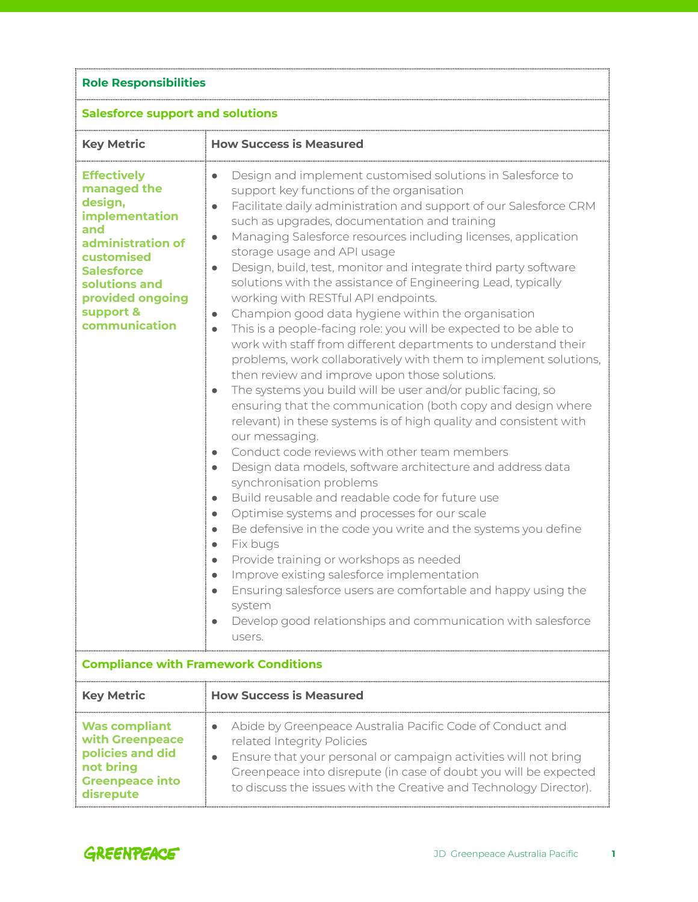| Role Responsibilities | |
|---|---|
| **Salesforce support and solutions** | |
| **Key Metric** | **How Success is Measured** |
| **Effectively managed the design, implementation and administration of customised Salesforce solutions and provided ongoing support & communication** | • Design and implement customised solutions in Salesforce to support key functions of the organisation<br>• Facilitate daily administration and support of our Salesforce CRM such as upgrades, documentation and training<br>• Managing Salesforce resources including licenses, application storage usage and API usage<br>• Design, build, test, monitor and integrate third party software solutions with the assistance of Engineering Lead, typically working with RESTful API endpoints.<br>• Champion good data hygiene within the organisation<br>• This is a people-facing role: you will be expected to be able to work with staff from different departments to understand their problems, work collaboratively with them to implement solutions, then review and improve upon those solutions.<br>• The systems you build will be user and/or public facing, so ensuring that the communication (both copy and design where relevant) in these systems is of high quality and consistent with our messaging.<br>• Conduct code reviews with other team members<br>• Design data models, software architecture and address data synchronisation problems<br>• Build reusable and readable code for future use<br>• Optimise systems and processes for our scale<br>• Be defensive in the code you write and the systems you define<br>• Fix bugs<br>• Provide training or workshops as needed<br>• Improve existing salesforce implementation<br>• Ensuring salesforce users are comfortable and happy using the system<br>• Develop good relationships and communication with salesforce users. |
| **Compliance with Framework Conditions** | |
| **Key Metric** | **How Success is Measured** |
| **Was compliant with Greenpeace policies and did not bring Greenpeace into disrepute** | • Abide by Greenpeace Australia Pacific Code of Conduct and related Integrity Policies<br>• Ensure that your personal or campaign activities will not bring Greenpeace into disrepute (in case of doubt you will be expected to discuss the issues with the Creative and Technology Director). |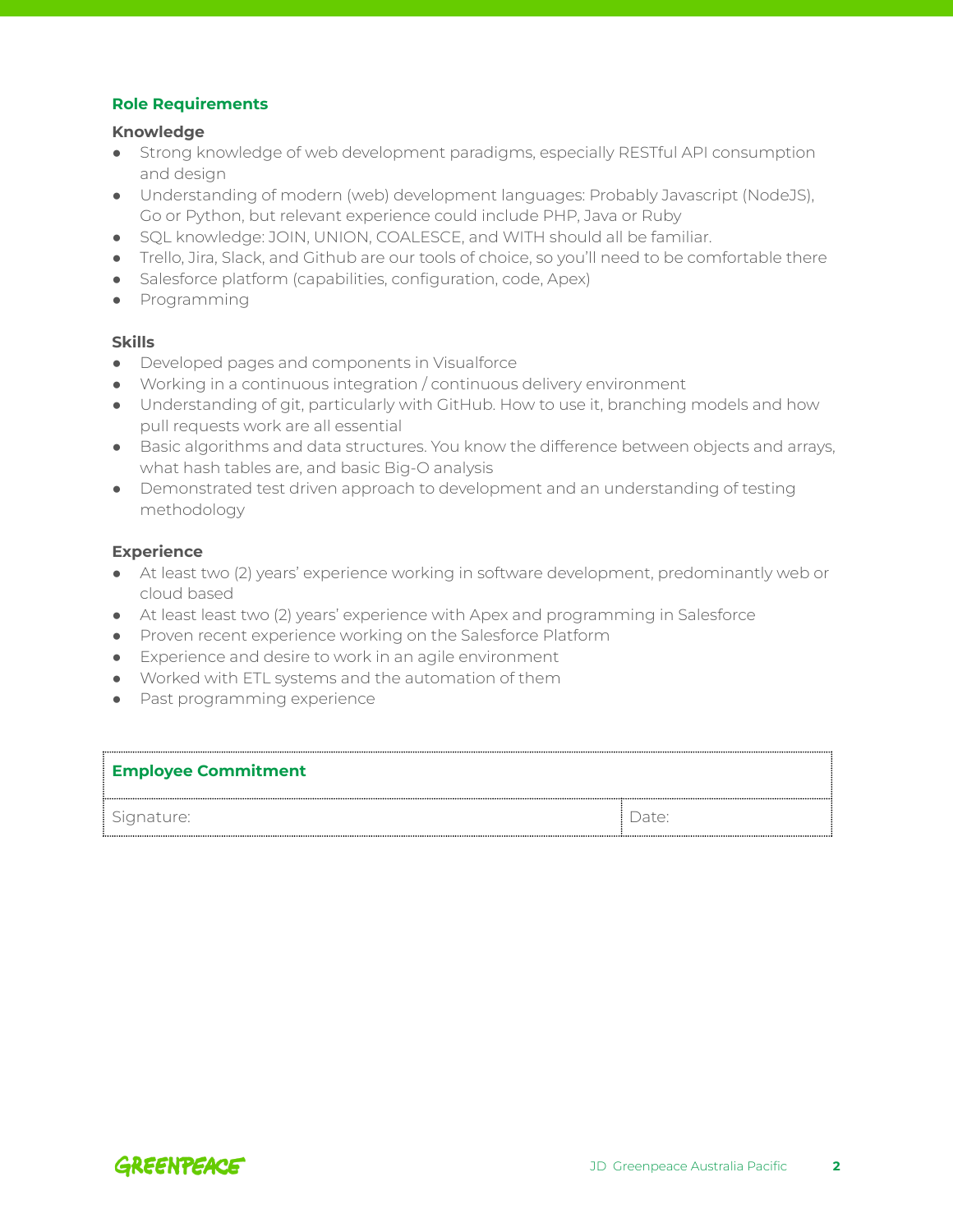## Role Requirements

### Knowledge

- Strong knowledge of web development paradigms, especially RESTful API consumption and design
- Understanding of modern (web) development languages: Probably Javascript (NodeJS), Go or Python, but relevant experience could include PHP, Java or Ruby
- SQL knowledge: JOIN, UNION, COALESCE, and WITH should all be familiar.
- Trello, Jira, Slack, and Github are our tools of choice, so you'll need to be comfortable there
- Salesforce platform (capabilities, configuration, code, Apex)
- Programming

### Skills

- Developed pages and components in Visualforce
- Working in a continuous integration / continuous delivery environment
- Understanding of git, particularly with GitHub. How to use it, branching models and how pull requests work are all essential
- Basic algorithms and data structures. You know the difference between objects and arrays, what hash tables are, and basic Big-O analysis
- Demonstrated test driven approach to development and an understanding of testing methodology

### Experience

- At least two (2) years' experience working in software development, predominantly web or cloud based
- At least least two (2) years' experience with Apex and programming in Salesforce
- Proven recent experience working on the Salesforce Platform
- Experience and desire to work in an agile environment
- Worked with ETL systems and the automation of them
- Past programming experience

| **Employee Commitment** | |
|---|---|
| Signature: | Date: |